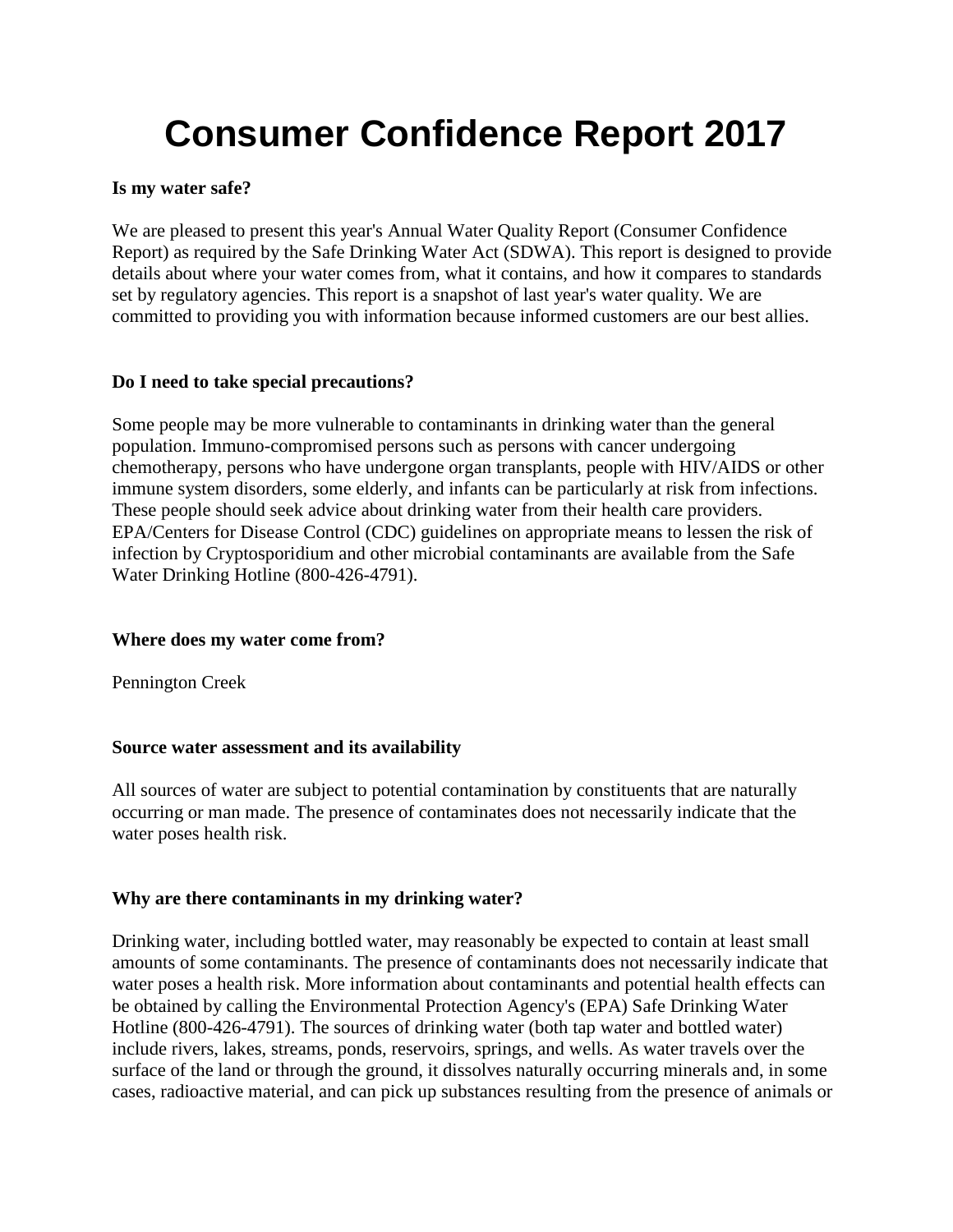# Consumer Confidence Report 2017

**Is my water safe?**

We are pleased to present this year's Annual Water Quality Report (Consumer Confidence Report) as required by the Safe Drinking Water Act (SDWA). This report is designed to provide details about where your water comes from, what it contains, and how it compares to standards set by regulatory agencies. This report is a snapshot of last year's water quality. We are committed to providing you with information because informed customers are our best allies.

**Do I need to take special precautions?**

Some people may be more vulnerable to contaminants in drinking water than the general population. Immuno-compromised persons such as persons with cancer undergoing chemotherapy, persons who have undergone organ transplants, people with HIV/AIDS or other immune system disorders, some elderly, and infants can be particularly at risk from infections. These people should seek advice about drinking water from their health care providers. EPA/Centers for Disease Control (CDC) guidelines on appropriate means to lessen the risk of infection by Cryptosporidium and other microbial contaminants are available from the Safe Water Drinking Hotline (800-426-4791).

**Where does my water come from?**

Pennington Creek

**Source water assessment and its availability**

All sources of water are subject to potential contamination by constituents that are naturally occurring or man made. The presence of contaminates does not necessarily indicate that the water poses health risk.

**Why are there contaminants in my drinking water?**

Drinking water, including bottled water, may reasonably be expected to contain at least small amounts of some contaminants. The presence of contaminants does not necessarily indicate that water poses a health risk. More information about contaminants and potential health effects can be obtained by calling the Environmental Protection Agency's (EPA) Safe Drinking Water Hotline (800-426-4791). The sources of drinking water (both tap water and bottled water) include rivers, lakes, streams, ponds, reservoirs, springs, and wells. As water travels over the surface of the land or through the ground, it dissolves naturally occurring minerals and, in some cases, radioactive material, and can pick up substances resulting from the presence of animals or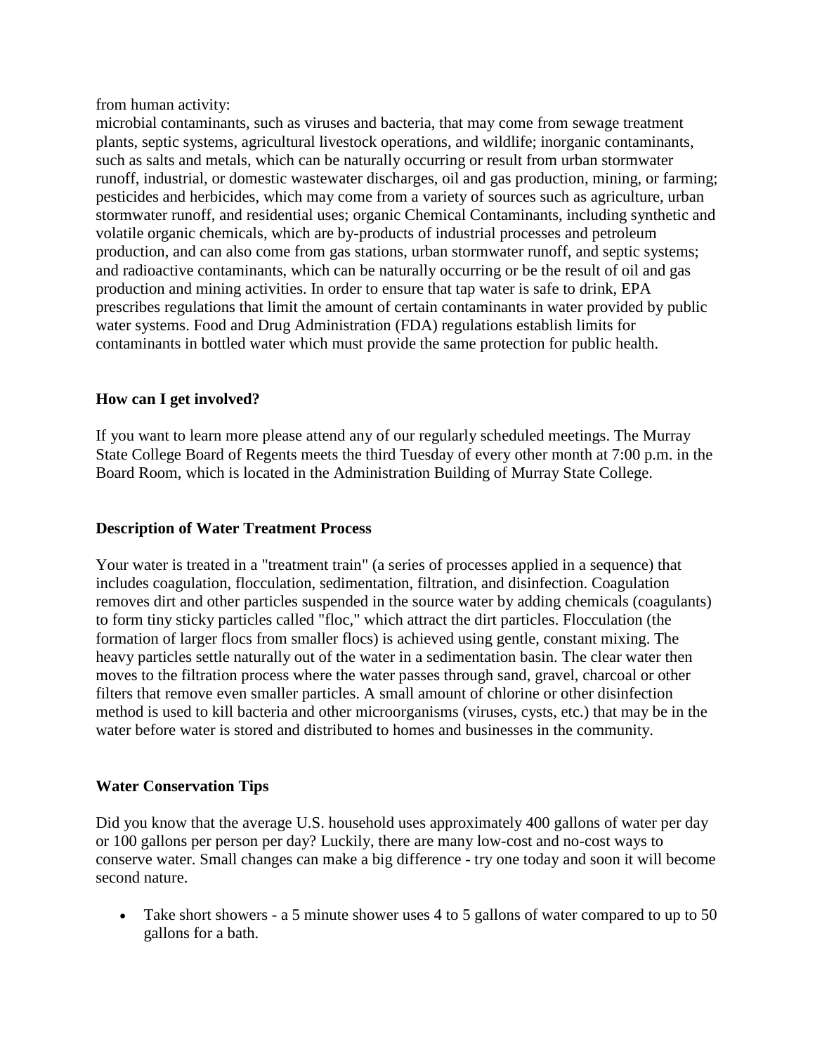from human activity:
microbial contaminants, such as viruses and bacteria, that may come from sewage treatment plants, septic systems, agricultural livestock operations, and wildlife; inorganic contaminants, such as salts and metals, which can be naturally occurring or result from urban stormwater runoff, industrial, or domestic wastewater discharges, oil and gas production, mining, or farming; pesticides and herbicides, which may come from a variety of sources such as agriculture, urban stormwater runoff, and residential uses; organic Chemical Contaminants, including synthetic and volatile organic chemicals, which are by-products of industrial processes and petroleum production, and can also come from gas stations, urban stormwater runoff, and septic systems; and radioactive contaminants, which can be naturally occurring or be the result of oil and gas production and mining activities. In order to ensure that tap water is safe to drink, EPA prescribes regulations that limit the amount of certain contaminants in water provided by public water systems. Food and Drug Administration (FDA) regulations establish limits for contaminants in bottled water which must provide the same protection for public health.

**How can I get involved?**

If you want to learn more please attend any of our regularly scheduled meetings. The Murray State College Board of Regents meets the third Tuesday of every other month at 7:00 p.m. in the Board Room, which is located in the Administration Building of Murray State College.

**Description of Water Treatment Process**

Your water is treated in a "treatment train" (a series of processes applied in a sequence) that includes coagulation, flocculation, sedimentation, filtration, and disinfection. Coagulation removes dirt and other particles suspended in the source water by adding chemicals (coagulants) to form tiny sticky particles called "floc," which attract the dirt particles. Flocculation (the formation of larger flocs from smaller flocs) is achieved using gentle, constant mixing. The heavy particles settle naturally out of the water in a sedimentation basin. The clear water then moves to the filtration process where the water passes through sand, gravel, charcoal or other filters that remove even smaller particles. A small amount of chlorine or other disinfection method is used to kill bacteria and other microorganisms (viruses, cysts, etc.) that may be in the water before water is stored and distributed to homes and businesses in the community.

**Water Conservation Tips**

Did you know that the average U.S. household uses approximately 400 gallons of water per day or 100 gallons per person per day? Luckily, there are many low-cost and no-cost ways to conserve water. Small changes can make a big difference - try one today and soon it will become second nature.

- Take short showers - a 5 minute shower uses 4 to 5 gallons of water compared to up to 50 gallons for a bath.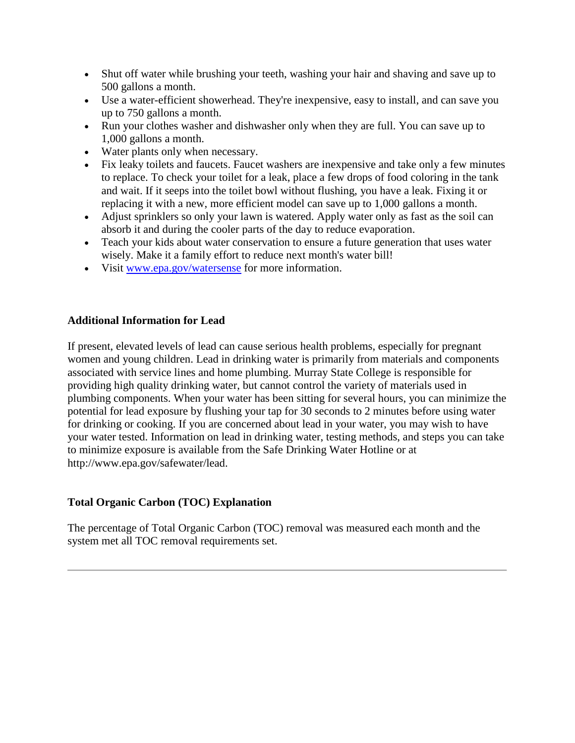- Shut off water while brushing your teeth, washing your hair and shaving and save up to 500 gallons a month.
- Use a water-efficient showerhead. They're inexpensive, easy to install, and can save you up to 750 gallons a month.
- Run your clothes washer and dishwasher only when they are full. You can save up to 1,000 gallons a month.
- Water plants only when necessary.
- Fix leaky toilets and faucets. Faucet washers are inexpensive and take only a few minutes to replace. To check your toilet for a leak, place a few drops of food coloring in the tank and wait. If it seeps into the toilet bowl without flushing, you have a leak. Fixing it or replacing it with a new, more efficient model can save up to 1,000 gallons a month.
- Adjust sprinklers so only your lawn is watered. Apply water only as fast as the soil can absorb it and during the cooler parts of the day to reduce evaporation.
- Teach your kids about water conservation to ensure a future generation that uses water wisely. Make it a family effort to reduce next month's water bill!
- Visit [www.epa.gov/watersense](http://www.epa.gov/watersense) for more information.

**Additional Information for Lead**

If present, elevated levels of lead can cause serious health problems, especially for pregnant women and young children. Lead in drinking water is primarily from materials and components associated with service lines and home plumbing. Murray State College is responsible for providing high quality drinking water, but cannot control the variety of materials used in plumbing components. When your water has been sitting for several hours, you can minimize the potential for lead exposure by flushing your tap for 30 seconds to 2 minutes before using water for drinking or cooking. If you are concerned about lead in your water, you may wish to have your water tested. Information on lead in drinking water, testing methods, and steps you can take to minimize exposure is available from the Safe Drinking Water Hotline or at http://www.epa.gov/safewater/lead.

**Total Organic Carbon (TOC) Explanation**

The percentage of Total Organic Carbon (TOC) removal was measured each month and the system met all TOC removal requirements set.

---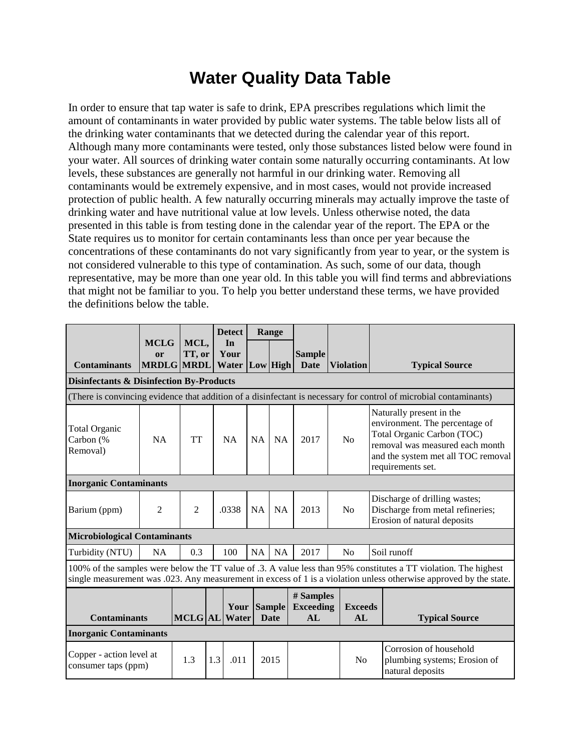# Water Quality Data Table

In order to ensure that tap water is safe to drink, EPA prescribes regulations which limit the amount of contaminants in water provided by public water systems. The table below lists all of the drinking water contaminants that we detected during the calendar year of this report. Although many more contaminants were tested, only those substances listed below were found in your water. All sources of drinking water contain some naturally occurring contaminants. At low levels, these substances are generally not harmful in our drinking water. Removing all contaminants would be extremely expensive, and in most cases, would not provide increased protection of public health. A few naturally occurring minerals may actually improve the taste of drinking water and have nutritional value at low levels. Unless otherwise noted, the data presented in this table is from testing done in the calendar year of the report. The EPA or the State requires us to monitor for certain contaminants less than once per year because the concentrations of these contaminants do not vary significantly from year to year, or the system is not considered vulnerable to this type of contamination. As such, some of our data, though representative, may be more than one year old. In this table you will find terms and abbreviations that might not be familiar to you. To help you better understand these terms, we have provided the definitions below the table.

| Contaminants | MCLG or MRDLG | MCL, TT, or MRDL | Detect In Your Water | Range | | Sample Date | Violation | Typical Source |
|---|---|---|---|---|---|---|---|---|
| | | | | Low | High | | | |
| **Disinfectants & Disinfection By-Products** | | | | | | | | |
| (There is convincing evidence that addition of a disinfectant is necessary for control of microbial contaminants) | | | | | | | | |
| Total Organic Carbon (% Removal) | NA | TT | NA | NA | NA | 2017 | No | Naturally present in the environment. The percentage of Total Organic Carbon (TOC) removal was measured each month and the system met all TOC removal requirements set. |
| **Inorganic Contaminants** | | | | | | | | |
| Barium (ppm) | 2 | 2 | .0338 | NA | NA | 2013 | No | Discharge of drilling wastes; Discharge from metal refineries; Erosion of natural deposits |
| **Microbiological Contaminants** | | | | | | | | |
| Turbidity (NTU) | NA | 0.3 | 100 | NA | NA | 2017 | No | Soil runoff |
| 100% of the samples were below the TT value of .3. A value less than 95% constitutes a TT violation. The highest single measurement was .023. Any measurement in excess of 1 is a violation unless otherwise approved by the state. | | | | | | | | |

| Contaminants | MCLG | AL | Your Water | Sample Date | # Samples Exceeding AL | Exceeds AL | Typical Source |
|---|---|---|---|---|---|---|---|
| **Inorganic Contaminants** | | | | | | | |
| Copper - action level at consumer taps (ppm) | 1.3 | 1.3 | .011 | 2015 | | No | Corrosion of household plumbing systems; Erosion of natural deposits |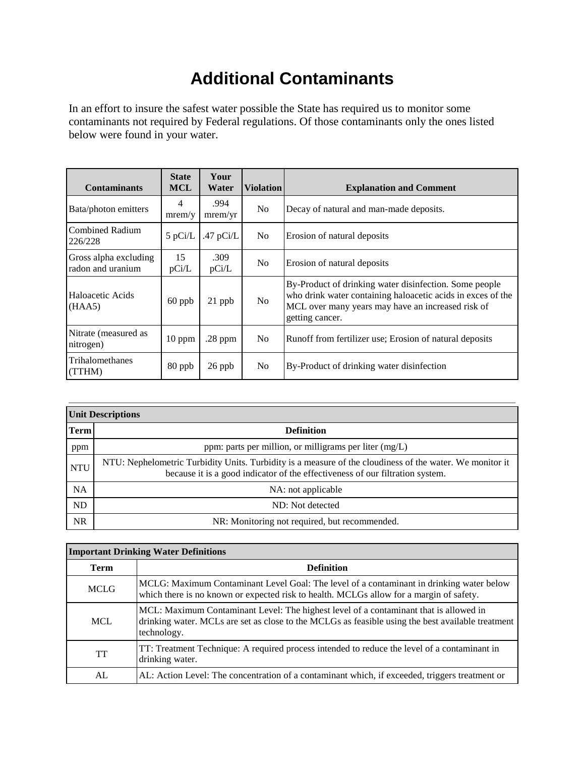# Additional Contaminants

In an effort to insure the safest water possible the State has required us to monitor some contaminants not required by Federal regulations. Of those contaminants only the ones listed below were found in your water.

| Contaminants | State MCL | Your Water | Violation | Explanation and Comment |
|---|---|---|---|---|
| Bata/photon emitters | 4 mrem/y | .994 mrem/yr | No | Decay of natural and man-made deposits. |
| Combined Radium 226/228 | 5 pCi/L | .47 pCi/L | No | Erosion of natural deposits |
| Gross alpha excluding radon and uranium | 15 pCi/L | .309 pCi/L | No | Erosion of natural deposits |
| Haloacetic Acids (HAA5) | 60 ppb | 21 ppb | No | By-Product of drinking water disinfection. Some people who drink water containing haloacetic acids in exces of the MCL over many years may have an increased risk of getting cancer. |
| Nitrate (measured as nitrogen) | 10 ppm | .28 ppm | No | Runoff from fertilizer use; Erosion of natural deposits |
| Trihalomethanes (TTHM) | 80 ppb | 26 ppb | No | By-Product of drinking water disinfection |

| Unit Descriptions | |
|---|---|
| **Term** | **Definition** |
| ppm | ppm: parts per million, or milligrams per liter (mg/L) |
| NTU | NTU: Nephelometric Turbidity Units. Turbidity is a measure of the cloudiness of the water. We monitor it because it is a good indicator of the effectiveness of our filtration system. |
| NA | NA: not applicable |
| ND | ND: Not detected |
| NR | NR: Monitoring not required, but recommended. |

| Important Drinking Water Definitions | |
|---|---|
| **Term** | **Definition** |
| MCLG | MCLG: Maximum Contaminant Level Goal: The level of a contaminant in drinking water below which there is no known or expected risk to health. MCLGs allow for a margin of safety. |
| MCL | MCL: Maximum Contaminant Level: The highest level of a contaminant that is allowed in drinking water. MCLs are set as close to the MCLGs as feasible using the best available treatment technology. |
| TT | TT: Treatment Technique: A required process intended to reduce the level of a contaminant in drinking water. |
| AL | AL: Action Level: The concentration of a contaminant which, if exceeded, triggers treatment or |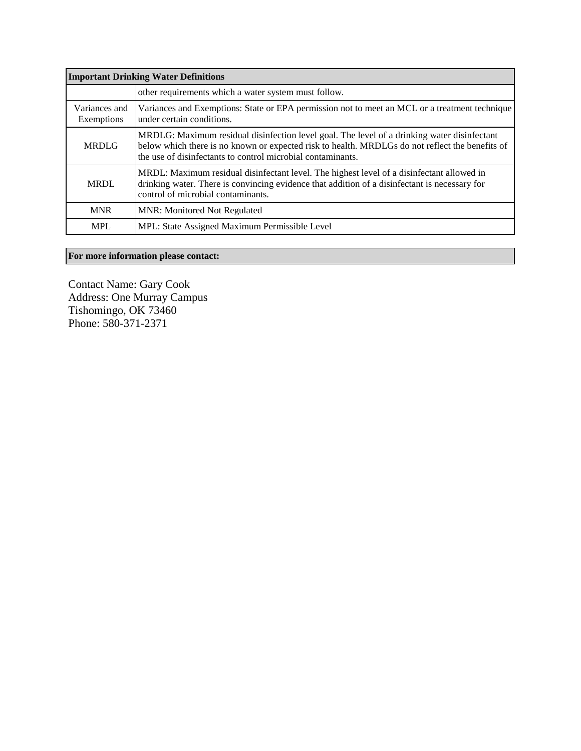| Important Drinking Water Definitions | |
|---|---|
| | other requirements which a water system must follow. |
| Variances and Exemptions | Variances and Exemptions: State or EPA permission not to meet an MCL or a treatment technique under certain conditions. |
| MRDLG | MRDLG: Maximum residual disinfection level goal. The level of a drinking water disinfectant below which there is no known or expected risk to health. MRDLGs do not reflect the benefits of the use of disinfectants to control microbial contaminants. |
| MRDL | MRDL: Maximum residual disinfectant level. The highest level of a disinfectant allowed in drinking water. There is convincing evidence that addition of a disinfectant is necessary for control of microbial contaminants. |
| MNR | MNR: Monitored Not Regulated |
| MPL | MPL: State Assigned Maximum Permissible Level |

**For more information please contact:**

Contact Name: Gary Cook
Address: One Murray Campus
Tishomingo, OK 73460
Phone: 580-371-2371